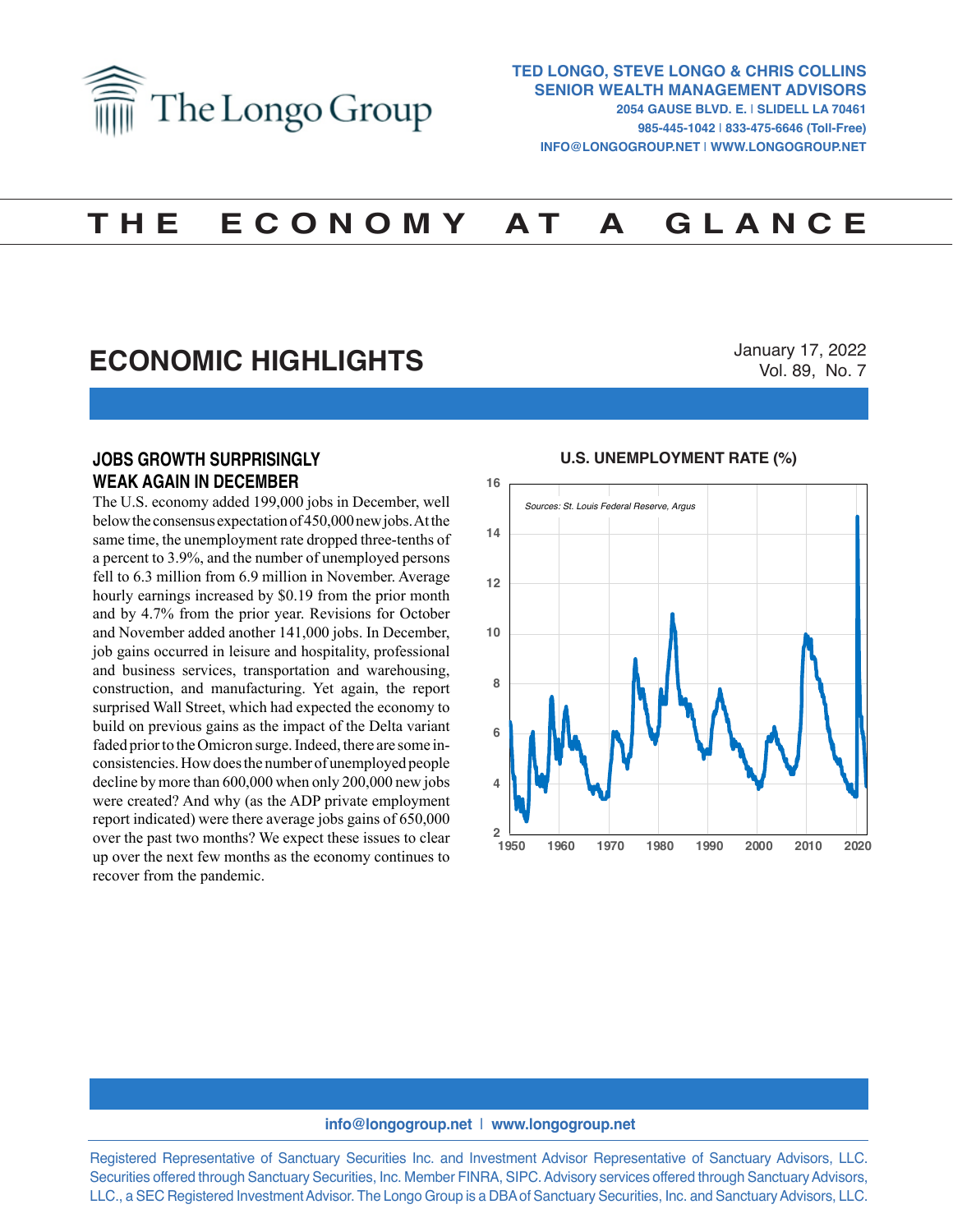# The Longo Group

**TED LONGO, STEVE LONGO & CHRIS COLLINS**
**SENIOR WEALTH MANAGEMENT ADVISORS**
2054 GAUSE BLVD. E. | SLIDELL LA 70461
985-445-1042 | 833-475-6646 (Toll-Free)
INFO@LONGOGROUP.NET | WWW.LONGOGROUP.NET

# THE ECONOMY AT A GLANCE

## ECONOMIC HIGHLIGHTS

January 17, 2022
Vol. 89, No. 7

### JOBS GROWTH SURPRISINGLY WEAK AGAIN IN DECEMBER

The U.S. economy added 199,000 jobs in December, well below the consensus expectation of 450,000 new jobs. At the same time, the unemployment rate dropped three-tenths of a percent to 3.9%, and the number of unemployed persons fell to 6.3 million from 6.9 million in November. Average hourly earnings increased by $0.19 from the prior month and by 4.7% from the prior year. Revisions for October and November added another 141,000 jobs. In December, job gains occurred in leisure and hospitality, professional and business services, transportation and warehousing, construction, and manufacturing. Yet again, the report surprised Wall Street, which had expected the economy to build on previous gains as the impact of the Delta variant faded prior to the Omicron surge. Indeed, there are some inconsistencies. How does the number of unemployed people decline by more than 600,000 when only 200,000 new jobs were created? And why (as the ADP private employment report indicated) were there average jobs gains of 650,000 over the past two months? We expect these issues to clear up over the next few months as the economy continues to recover from the pandemic.

**U.S. UNEMPLOYMENT RATE (%)**

*Sources: St. Louis Federal Reserve, Argus*

info@longogroup.net | www.longogroup.net

Registered Representative of Sanctuary Securities Inc. and Investment Advisor Representative of Sanctuary Advisors, LLC. Securities offered through Sanctuary Securities, Inc. Member FINRA, SIPC. Advisory services offered through Sanctuary Advisors, LLC., a SEC Registered Investment Advisor. The Longo Group is a DBA of Sanctuary Securities, Inc. and Sanctuary Advisors, LLC.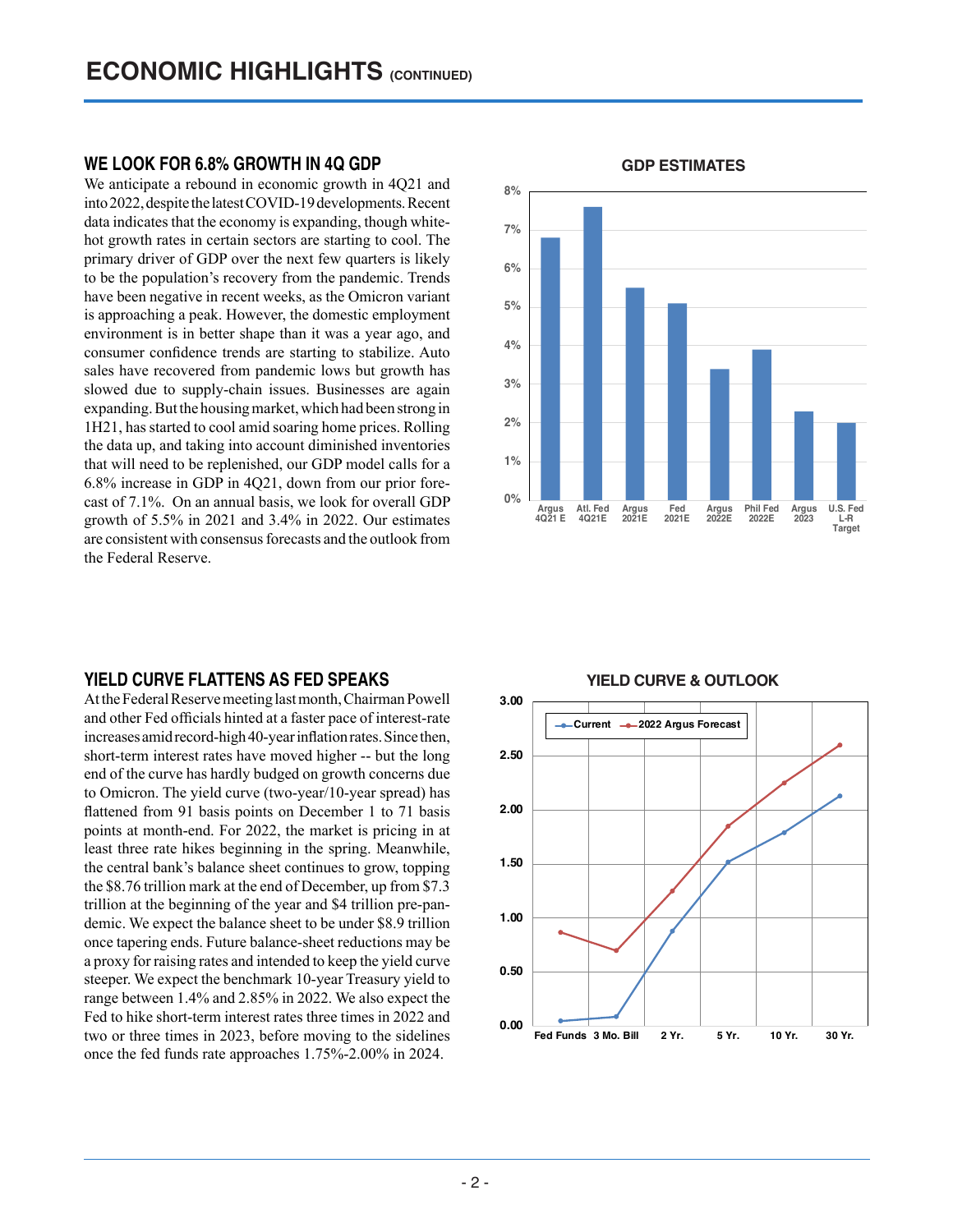# ECONOMIC HIGHLIGHTS (CONTINUED)

## WE LOOK FOR 6.8% GROWTH IN 4Q GDP

We anticipate a rebound in economic growth in 4Q21 and into 2022, despite the latest COVID-19 developments. Recent data indicates that the economy is expanding, though white-hot growth rates in certain sectors are starting to cool. The primary driver of GDP over the next few quarters is likely to be the population's recovery from the pandemic. Trends have been negative in recent weeks, as the Omicron variant is approaching a peak. However, the domestic employment environment is in better shape than it was a year ago, and consumer confidence trends are starting to stabilize. Auto sales have recovered from pandemic lows but growth has slowed due to supply-chain issues. Businesses are again expanding. But the housing market, which had been strong in 1H21, has started to cool amid soaring home prices. Rolling the data up, and taking into account diminished inventories that will need to be replenished, our GDP model calls for a 6.8% increase in GDP in 4Q21, down from our prior forecast of 7.1%. On an annual basis, we look for overall GDP growth of 5.5% in 2021 and 3.4% in 2022. Our estimates are consistent with consensus forecasts and the outlook from the Federal Reserve.

**GDP ESTIMATES**

| | Argus 4Q21 E | Atl. Fed 4Q21E | Argus 2021E | Fed 2021E | Argus 2022E | Phil Fed 2022E | Argus 2023 | U.S. Fed L-R Target |
|---|---|---|---|---|---|---|---|---|
| GDP | 6.8% | 7.6% | 5.5% | 5.1% | 3.4% | 3.9% | 2.3% | 2.0% |

## YIELD CURVE FLATTENS AS FED SPEAKS

At the Federal Reserve meeting last month, Chairman Powell and other Fed officials hinted at a faster pace of interest-rate increases amid record-high 40-year inflation rates. Since then, short-term interest rates have moved higher -- but the long end of the curve has hardly budged on growth concerns due to Omicron. The yield curve (two-year/10-year spread) has flattened from 91 basis points on December 1 to 71 basis points at month-end. For 2022, the market is pricing in at least three rate hikes beginning in the spring. Meanwhile, the central bank's balance sheet continues to grow, topping the $8.76 trillion mark at the end of December, up from $7.3 trillion at the beginning of the year and $4 trillion pre-pandemic. We expect the balance sheet to be under $8.9 trillion once tapering ends. Future balance-sheet reductions may be a proxy for raising rates and intended to keep the yield curve steeper. We expect the benchmark 10-year Treasury yield to range between 1.4% and 2.85% in 2022. We also expect the Fed to hike short-term interest rates three times in 2022 and two or three times in 2023, before moving to the sidelines once the fed funds rate approaches 1.75%-2.00% in 2024.

**YIELD CURVE & OUTLOOK**

| | Fed Funds | 3 Mo. Bill | 2 Yr. | 5 Yr. | 10 Yr. | 30 Yr. |
|---|---|---|---|---|---|---|
| Current | 0.04 | 0.08 | 0.87 | 1.51 | 1.79 | 2.13 |
| 2022 Argus Forecast | 0.86 | 0.69 | 1.24 | 1.85 | 2.25 | 2.60 |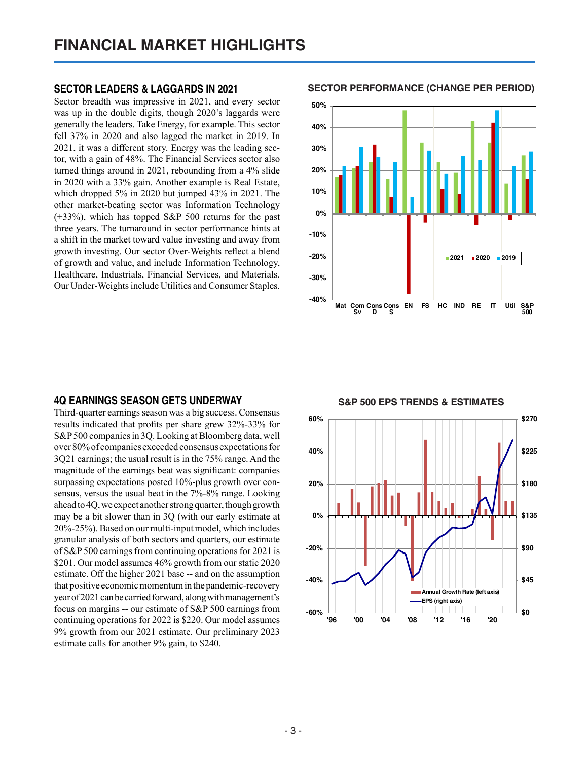# FINANCIAL MARKET HIGHLIGHTS

## SECTOR LEADERS & LAGGARDS IN 2021

Sector breadth was impressive in 2021, and every sector was up in the double digits, though 2020's laggards were generally the leaders. Take Energy, for example. This sector fell 37% in 2020 and also lagged the market in 2019. In 2021, it was a different story. Energy was the leading sector, with a gain of 48%. The Financial Services sector also turned things around in 2021, rebounding from a 4% slide in 2020 with a 33% gain. Another example is Real Estate, which dropped 5% in 2020 but jumped 43% in 2021. The other market-beating sector was Information Technology (+33%), which has topped S&P 500 returns for the past three years. The turnaround in sector performance hints at a shift in the market toward value investing and away from growth investing. Our sector Over-Weights reflect a blend of growth and value, and include Information Technology, Healthcare, Industrials, Financial Services, and Materials. Our Under-Weights include Utilities and Consumer Staples.

**SECTOR PERFORMANCE (CHANGE PER PERIOD)**

## 4Q EARNINGS SEASON GETS UNDERWAY

Third-quarter earnings season was a big success. Consensus results indicated that profits per share grew 32%-33% for S&P 500 companies in 3Q. Looking at Bloomberg data, well over 80% of companies exceeded consensus expectations for 3Q21 earnings; the usual result is in the 75% range. And the magnitude of the earnings beat was significant: companies surpassing expectations posted 10%-plus growth over consensus, versus the usual beat in the 7%-8% range. Looking ahead to 4Q, we expect another strong quarter, though growth may be a bit slower than in 3Q (with our early estimate at 20%-25%). Based on our multi-input model, which includes granular analysis of both sectors and quarters, our estimate of S&P 500 earnings from continuing operations for 2021 is \$201. Our model assumes 46% growth from our static 2020 estimate. Off the higher 2021 base -- and on the assumption that positive economic momentum in the pandemic-recovery year of 2021 can be carried forward, along with management's focus on margins -- our estimate of S&P 500 earnings from continuing operations for 2022 is \$220. Our model assumes 9% growth from our 2021 estimate. Our preliminary 2023 estimate calls for another 9% gain, to \$240.

**S&P 500 EPS TRENDS & ESTIMATES**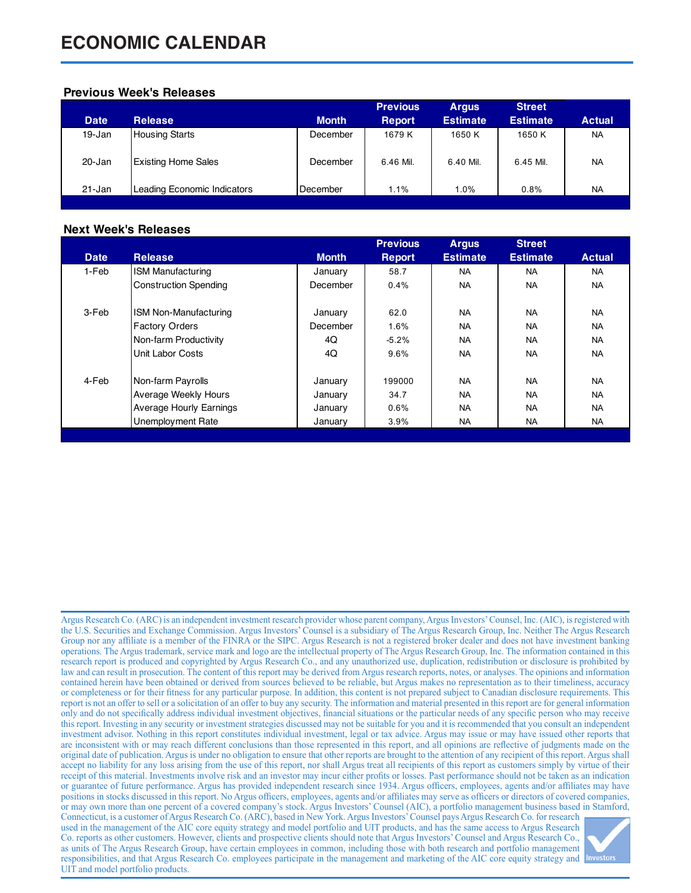# ECONOMIC CALENDAR

### Previous Week's Releases

| Date | Release | Month | Previous Report | Argus Estimate | Street Estimate | Actual |
|---|---|---|---|---|---|---|
| 19-Jan | Housing Starts | December | 1679 K | 1650 K | 1650 K | NA |
| 20-Jan | Existing Home Sales | December | 6.46 Mil. | 6.40 Mil. | 6.45 Mil. | NA |
| 21-Jan | Leading Economic Indicators | December | 1.1% | 1.0% | 0.8% | NA |

### Next Week's Releases

| Date | Release | Month | Previous Report | Argus Estimate | Street Estimate | Actual |
|---|---|---|---|---|---|---|
| 1-Feb | ISM Manufacturing | January | 58.7 | NA | NA | NA |
| | Construction Spending | December | 0.4% | NA | NA | NA |
| 3-Feb | ISM Non-Manufacturing | January | 62.0 | NA | NA | NA |
| | Factory Orders | December | 1.6% | NA | NA | NA |
| | Non-farm Productivity | 4Q | -5.2% | NA | NA | NA |
| | Unit Labor Costs | 4Q | 9.6% | NA | NA | NA |
| 4-Feb | Non-farm Payrolls | January | 199000 | NA | NA | NA |
| | Average Weekly Hours | January | 34.7 | NA | NA | NA |
| | Average Hourly Earnings | January | 0.6% | NA | NA | NA |
| | Unemployment Rate | January | 3.9% | NA | NA | NA |

Argus Research Co. (ARC) is an independent investment research provider whose parent company, Argus Investors' Counsel, Inc. (AIC), is registered with the U.S. Securities and Exchange Commission. Argus Investors' Counsel is a subsidiary of The Argus Research Group, Inc. Neither The Argus Research Group nor any affiliate is a member of the FINRA or the SIPC. Argus Research is not a registered broker dealer and does not have investment banking operations. The Argus trademark, service mark and logo are the intellectual property of The Argus Research Group, Inc. The information contained in this research report is produced and copyrighted by Argus Research Co., and any unauthorized use, duplication, redistribution or disclosure is prohibited by law and can result in prosecution. The content of this report may be derived from Argus research reports, notes, or analyses. The opinions and information contained herein have been obtained or derived from sources believed to be reliable, but Argus makes no representation as to their timeliness, accuracy or completeness or for their fitness for any particular purpose. In addition, this content is not prepared subject to Canadian disclosure requirements. This report is not an offer to sell or a solicitation of an offer to buy any security. The information and material presented in this report are for general information only and do not specifically address individual investment objectives, financial situations or the particular needs of any specific person who may receive this report. Investing in any security or investment strategies discussed may not be suitable for you and it is recommended that you consult an independent investment advisor. Nothing in this report constitutes individual investment, legal or tax advice. Argus may issue or may have issued other reports that are inconsistent with or may reach different conclusions than those represented in this report, and all opinions are reflective of judgments made on the original date of publication. Argus is under no obligation to ensure that other reports are brought to the attention of any recipient of this report. Argus shall accept no liability for any loss arising from the use of this report, nor shall Argus treat all recipients of this report as customers simply by virtue of their receipt of this material. Investments involve risk and an investor may incur either profits or losses. Past performance should not be taken as an indication or guarantee of future performance. Argus has provided independent research since 1934. Argus officers, employees, agents and/or affiliates may have positions in stocks discussed in this report. No Argus officers, employees, agents and/or affiliates may serve as officers or directors of covered companies, or may own more than one percent of a covered company's stock. Argus Investors' Counsel (AIC), a portfolio management business based in Stamford, Connecticut, is a customer of Argus Research Co. (ARC), based in New York. Argus Investors' Counsel pays Argus Research Co. for research used in the management of the AIC core equity strategy and model portfolio and UIT products, and has the same access to Argus Research Co. reports as other customers. However, clients and prospective clients should note that Argus Investors' Counsel and Argus Research Co., as units of The Argus Research Group, have certain employees in common, including those with both research and portfolio management responsibilities, and that Argus Research Co. employees participate in the management and marketing of the AIC core equity strategy and UIT and model portfolio products.